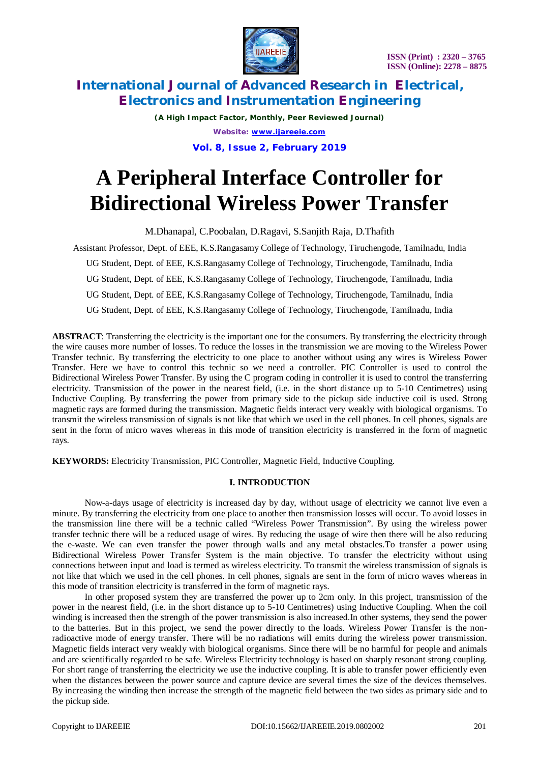# International Journal of Advanced Research in Electrical, Electronics and Instrumentation Engineering

*(A High Impact Factor, Monthly, Peer Reviewed Journal)*

Website: www.ijareeie.com

**Vol. 8, Issue 2, February 2019**

# A Peripheral Interface Controller for Bidirectional Wireless Power Transfer

M.Dhanapal, C.Poobalan, D.Ragavi, S.Sanjith Raja, D.Thafith

Assistant Professor, Dept. of EEE, K.S.Rangasamy College of Technology, Tiruchengode, Tamilnadu, India

UG Student, Dept. of EEE, K.S.Rangasamy College of Technology, Tiruchengode, Tamilnadu, India

UG Student, Dept. of EEE, K.S.Rangasamy College of Technology, Tiruchengode, Tamilnadu, India

UG Student, Dept. of EEE, K.S.Rangasamy College of Technology, Tiruchengode, Tamilnadu, India

UG Student, Dept. of EEE, K.S.Rangasamy College of Technology, Tiruchengode, Tamilnadu, India

**ABSTRACT**: Transferring the electricity is the important one for the consumers. By transferring the electricity through the wire causes more number of losses. To reduce the losses in the transmission we are moving to the Wireless Power Transfer technic. By transferring the electricity to one place to another without using any wires is Wireless Power Transfer. Here we have to control this technic so we need a controller. PIC Controller is used to control the Bidirectional Wireless Power Transfer. By using the C program coding in controller it is used to control the transferring electricity. Transmission of the power in the nearest field, (i.e. in the short distance up to 5-10 Centimetres) using Inductive Coupling. By transferring the power from primary side to the pickup side inductive coil is used. Strong magnetic rays are formed during the transmission. Magnetic fields interact very weakly with biological organisms. To transmit the wireless transmission of signals is not like that which we used in the cell phones. In cell phones, signals are sent in the form of micro waves whereas in this mode of transition electricity is transferred in the form of magnetic rays.

**KEYWORDS:** Electricity Transmission, PIC Controller, Magnetic Field, Inductive Coupling.

## I. INTRODUCTION

Now-a-days usage of electricity is increased day by day, without usage of electricity we cannot live even a minute. By transferring the electricity from one place to another then transmission losses will occur. To avoid losses in the transmission line there will be a technic called "Wireless Power Transmission". By using the wireless power transfer technic there will be a reduced usage of wires. By reducing the usage of wire then there will be also reducing the e-waste. We can even transfer the power through walls and any metal obstacles.To transfer a power using Bidirectional Wireless Power Transfer System is the main objective. To transfer the electricity without using connections between input and load is termed as wireless electricity. To transmit the wireless transmission of signals is not like that which we used in the cell phones. In cell phones, signals are sent in the form of micro waves whereas in this mode of transition electricity is transferred in the form of magnetic rays.

In other proposed system they are transferred the power up to 2cm only. In this project, transmission of the power in the nearest field, (i.e. in the short distance up to 5-10 Centimetres) using Inductive Coupling. When the coil winding is increased then the strength of the power transmission is also increased.In other systems, they send the power to the batteries. But in this project, we send the power directly to the loads. Wireless Power Transfer is the non-radioactive mode of energy transfer. There will be no radiations will emits during the wireless power transmission. Magnetic fields interact very weakly with biological organisms. Since there will be no harmful for people and animals and are scientifically regarded to be safe. Wireless Electricity technology is based on sharply resonant strong coupling. For short range of transferring the electricity we use the inductive coupling. It is able to transfer power efficiently even when the distances between the power source and capture device are several times the size of the devices themselves. By increasing the winding then increase the strength of the magnetic field between the two sides as primary side and to the pickup side.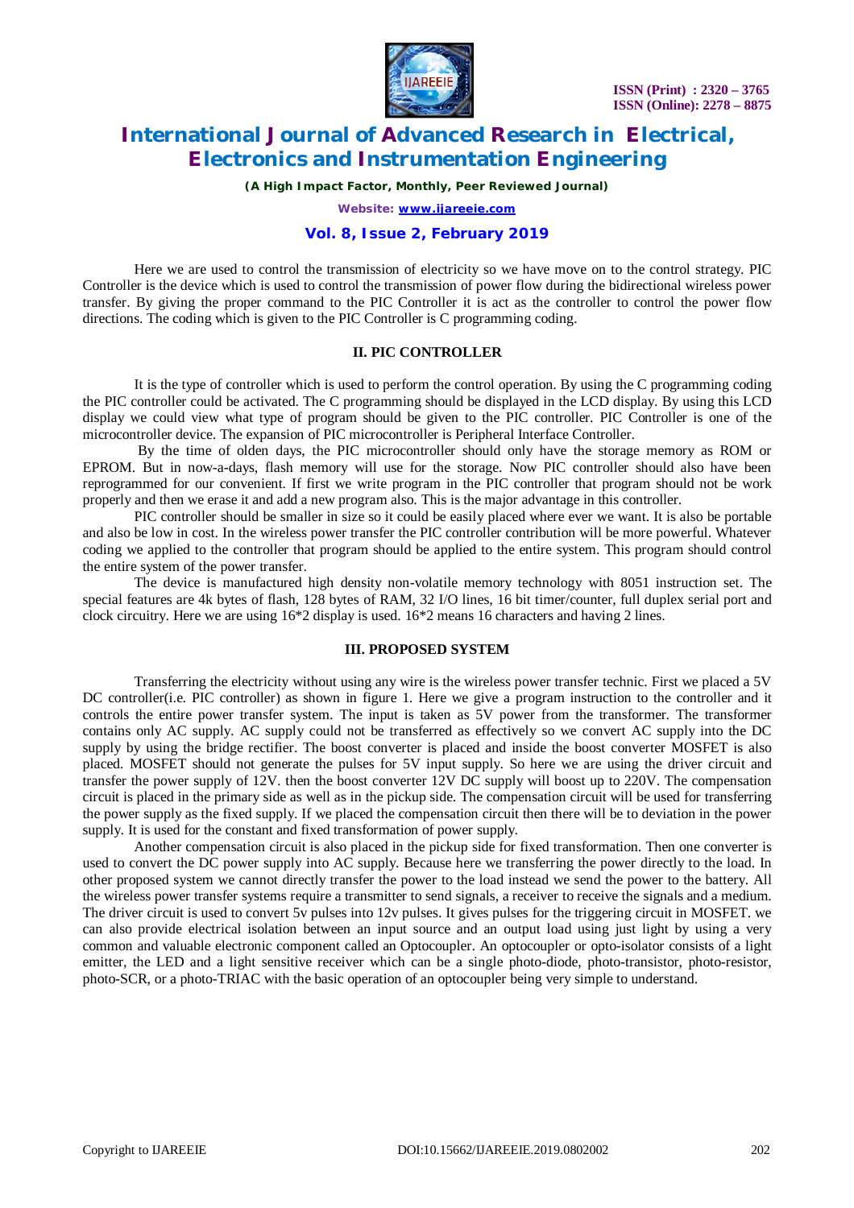Here we are used to control the transmission of electricity so we have move on to the control strategy. PIC Controller is the device which is used to control the transmission of power flow during the bidirectional wireless power transfer. By giving the proper command to the PIC Controller it is act as the controller to control the power flow directions. The coding which is given to the PIC Controller is C programming coding.

## II. PIC CONTROLLER

It is the type of controller which is used to perform the control operation. By using the C programming coding the PIC controller could be activated. The C programming should be displayed in the LCD display. By using this LCD display we could view what type of program should be given to the PIC controller. PIC Controller is one of the microcontroller device. The expansion of PIC microcontroller is Peripheral Interface Controller.

By the time of olden days, the PIC microcontroller should only have the storage memory as ROM or EPROM. But in now-a-days, flash memory will use for the storage. Now PIC controller should also have been reprogrammed for our convenient. If first we write program in the PIC controller that program should not be work properly and then we erase it and add a new program also. This is the major advantage in this controller.

PIC controller should be smaller in size so it could be easily placed where ever we want. It is also be portable and also be low in cost. In the wireless power transfer the PIC controller contribution will be more powerful. Whatever coding we applied to the controller that program should be applied to the entire system. This program should control the entire system of the power transfer.

The device is manufactured high density non-volatile memory technology with 8051 instruction set. The special features are 4k bytes of flash, 128 bytes of RAM, 32 I/O lines, 16 bit timer/counter, full duplex serial port and clock circuitry. Here we are using 16*2 display is used. 16*2 means 16 characters and having 2 lines.

## III. PROPOSED SYSTEM

Transferring the electricity without using any wire is the wireless power transfer technic. First we placed a 5V DC controller(i.e. PIC controller) as shown in figure 1. Here we give a program instruction to the controller and it controls the entire power transfer system. The input is taken as 5V power from the transformer. The transformer contains only AC supply. AC supply could not be transferred as effectively so we convert AC supply into the DC supply by using the bridge rectifier. The boost converter is placed and inside the boost converter MOSFET is also placed. MOSFET should not generate the pulses for 5V input supply. So here we are using the driver circuit and transfer the power supply of 12V. then the boost converter 12V DC supply will boost up to 220V. The compensation circuit is placed in the primary side as well as in the pickup side. The compensation circuit will be used for transferring the power supply as the fixed supply. If we placed the compensation circuit then there will be to deviation in the power supply. It is used for the constant and fixed transformation of power supply.

Another compensation circuit is also placed in the pickup side for fixed transformation. Then one converter is used to convert the DC power supply into AC supply. Because here we transferring the power directly to the load. In other proposed system we cannot directly transfer the power to the load instead we send the power to the battery. All the wireless power transfer systems require a transmitter to send signals, a receiver to receive the signals and a medium. The driver circuit is used to convert 5v pulses into 12v pulses. It gives pulses for the triggering circuit in MOSFET. we can also provide electrical isolation between an input source and an output load using just light by using a very common and valuable electronic component called an Optocoupler. An optocoupler or opto-isolator consists of a light emitter, the LED and a light sensitive receiver which can be a single photo-diode, photo-transistor, photo-resistor, photo-SCR, or a photo-TRIAC with the basic operation of an optocoupler being very simple to understand.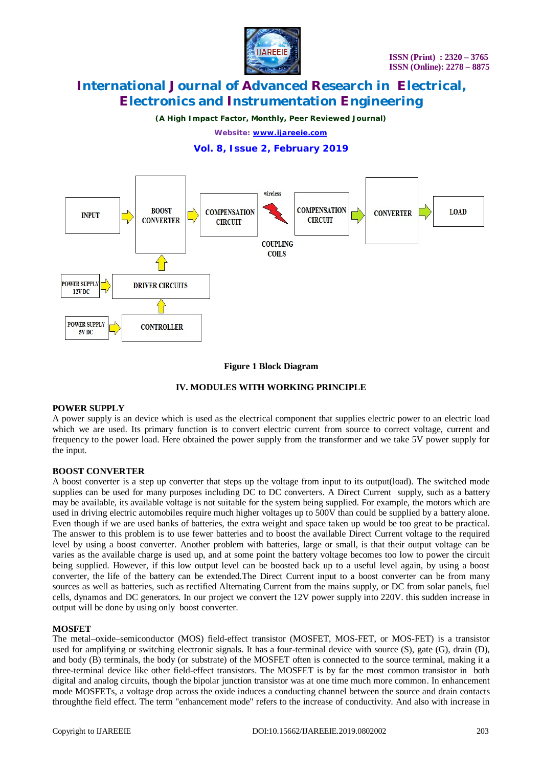Figure 1 Block Diagram

## IV. MODULES WITH WORKING PRINCIPLE

### POWER SUPPLY

A power supply is an device which is used as the electrical component that supplies electric power to an electric load which we are used. Its primary function is to convert electric current from source to correct voltage, current and frequency to the power load. Here obtained the power supply from the transformer and we take 5V power supply for the input.

### BOOST CONVERTER

A boost converter is a step up converter that steps up the voltage from input to its output(load). The switched mode supplies can be used for many purposes including DC to DC converters. A Direct Current supply, such as a battery may be available, its available voltage is not suitable for the system being supplied. For example, the motors which are used in driving electric automobiles require much higher voltages up to 500V than could be supplied by a battery alone. Even though if we are used banks of batteries, the extra weight and space taken up would be too great to be practical. The answer to this problem is to use fewer batteries and to boost the available Direct Current voltage to the required level by using a boost converter. Another problem with batteries, large or small, is that their output voltage can be varies as the available charge is used up, and at some point the battery voltage becomes too low to power the circuit being supplied. However, if this low output level can be boosted back up to a useful level again, by using a boost converter, the life of the battery can be extended.The Direct Current input to a boost converter can be from many sources as well as batteries, such as rectified Alternating Current from the mains supply, or DC from solar panels, fuel cells, dynamos and DC generators. In our project we convert the 12V power supply into 220V. this sudden increase in output will be done by using only boost converter.

### MOSFET

The metal–oxide–semiconductor (MOS) field-effect transistor (MOSFET, MOS-FET, or MOS-FET) is a transistor used for amplifying or switching electronic signals. It has a four-terminal device with source (S), gate (G), drain (D), and body (B) terminals, the body (or substrate) of the MOSFET often is connected to the source terminal, making it a three-terminal device like other field-effect transistors. The MOSFET is by far the most common transistor in both digital and analog circuits, though the bipolar junction transistor was at one time much more common. In enhancement mode MOSFETs, a voltage drop across the oxide induces a conducting channel between the source and drain contacts throughthe field effect. The term "enhancement mode" refers to the increase of conductivity. And also with increase in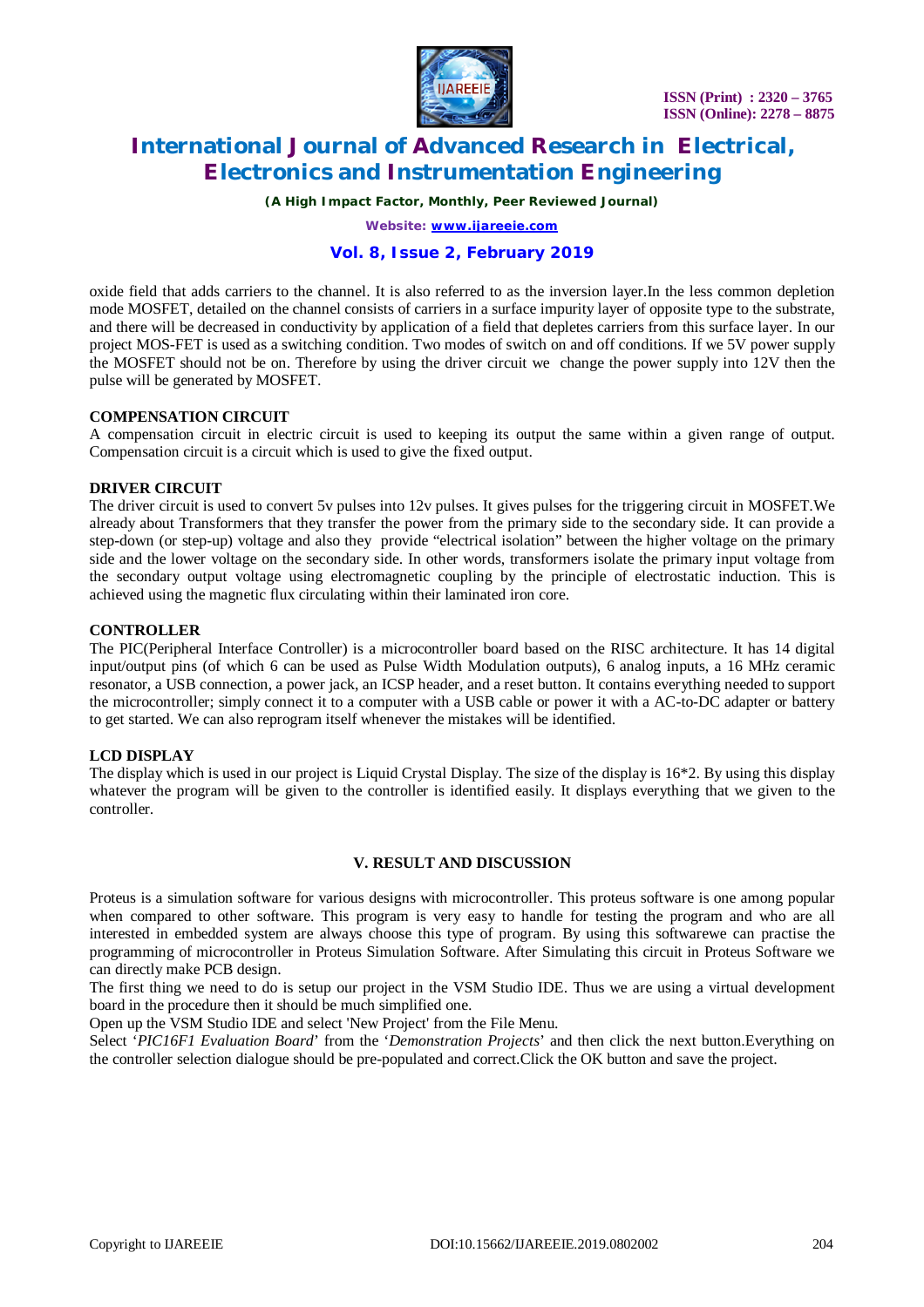oxide field that adds carriers to the channel. It is also referred to as the inversion layer.In the less common depletion mode MOSFET, detailed on the channel consists of carriers in a surface impurity layer of opposite type to the substrate, and there will be decreased in conductivity by application of a field that depletes carriers from this surface layer. In our project MOS-FET is used as a switching condition. Two modes of switch on and off conditions. If we 5V power supply the MOSFET should not be on. Therefore by using the driver circuit we change the power supply into 12V then the pulse will be generated by MOSFET.

### COMPENSATION CIRCUIT

A compensation circuit in electric circuit is used to keeping its output the same within a given range of output. Compensation circuit is a circuit which is used to give the fixed output.

### DRIVER CIRCUIT

The driver circuit is used to convert 5v pulses into 12v pulses. It gives pulses for the triggering circuit in MOSFET.We already about Transformers that they transfer the power from the primary side to the secondary side. It can provide a step-down (or step-up) voltage and also they provide "electrical isolation" between the higher voltage on the primary side and the lower voltage on the secondary side. In other words, transformers isolate the primary input voltage from the secondary output voltage using electromagnetic coupling by the principle of electrostatic induction. This is achieved using the magnetic flux circulating within their laminated iron core.

### CONTROLLER

The PIC(Peripheral Interface Controller) is a microcontroller board based on the RISC architecture. It has 14 digital input/output pins (of which 6 can be used as Pulse Width Modulation outputs), 6 analog inputs, a 16 MHz ceramic resonator, a USB connection, a power jack, an ICSP header, and a reset button. It contains everything needed to support the microcontroller; simply connect it to a computer with a USB cable or power it with a AC-to-DC adapter or battery to get started. We can also reprogram itself whenever the mistakes will be identified.

### LCD DISPLAY

The display which is used in our project is Liquid Crystal Display. The size of the display is 16*2. By using this display whatever the program will be given to the controller is identified easily. It displays everything that we given to the controller.

## V. RESULT AND DISCUSSION

Proteus is a simulation software for various designs with microcontroller. This proteus software is one among popular when compared to other software. This program is very easy to handle for testing the program and who are all interested in embedded system are always choose this type of program. By using this softwarewe can practise the programming of microcontroller in Proteus Simulation Software. After Simulating this circuit in Proteus Software we can directly make PCB design.

The first thing we need to do is setup our project in the VSM Studio IDE. Thus we are using a virtual development board in the procedure then it should be much simplified one.

Open up the VSM Studio IDE and select 'New Project' from the File Menu.

Select '*PIC16F1 Evaluation Board*' from the '*Demonstration Projects*' and then click the next button.Everything on the controller selection dialogue should be pre-populated and correct.Click the OK button and save the project.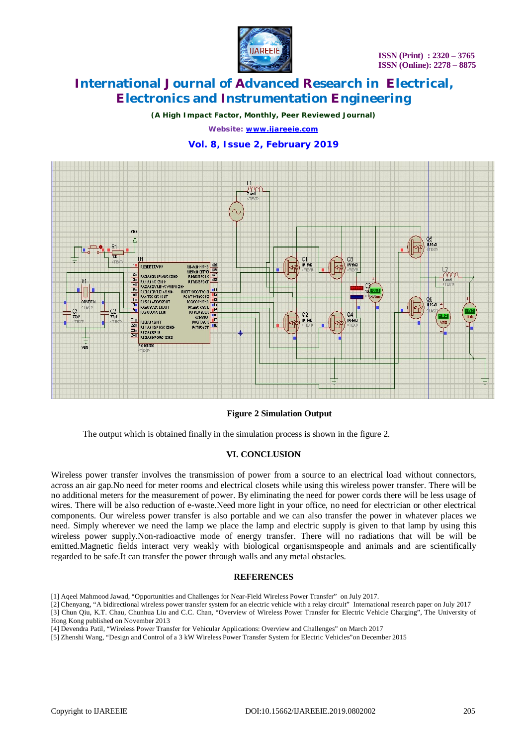Figure 2 Simulation Output

The output which is obtained finally in the simulation process is shown in the figure 2.

## VI. CONCLUSION

Wireless power transfer involves the transmission of power from a source to an electrical load without connectors, across an air gap.No need for meter rooms and electrical closets while using this wireless power transfer. There will be no additional meters for the measurement of power. By eliminating the need for power cords there will be less usage of wires. There will be also reduction of e-waste.Need more light in your office, no need for electrician or other electrical components. Our wireless power transfer is also portable and we can also transfer the power in whatever places we need. Simply wherever we need the lamp we place the lamp and electric supply is given to that lamp by using this wireless power supply.Non-radioactive mode of energy transfer. There will no radiations that will be will be emitted.Magnetic fields interact very weakly with biological organismspeople and animals and are scientifically regarded to be safe.It can transfer the power through walls and any metal obstacles.

## REFERENCES

[1] Aqeel Mahmood Jawad, "Opportunities and Challenges for Near-Field Wireless Power Transfer" on July 2017.

[2] Chenyang, "A bidirectional wireless power transfer system for an electric vehicle with a relay circuit" International research paper on July 2017

[3] Chun Qiu, K.T. Chau, Chunhua Liu and C.C. Chan, "Overview of Wireless Power Transfer for Electric Vehicle Charging", The University of Hong Kong published on November 2013

[4] Devendra Patil, "Wireless Power Transfer for Vehicular Applications: Overview and Challenges" on March 2017

[5] Zhenshi Wang, "Design and Control of a 3 kW Wireless Power Transfer System for Electric Vehicles"on December 2015